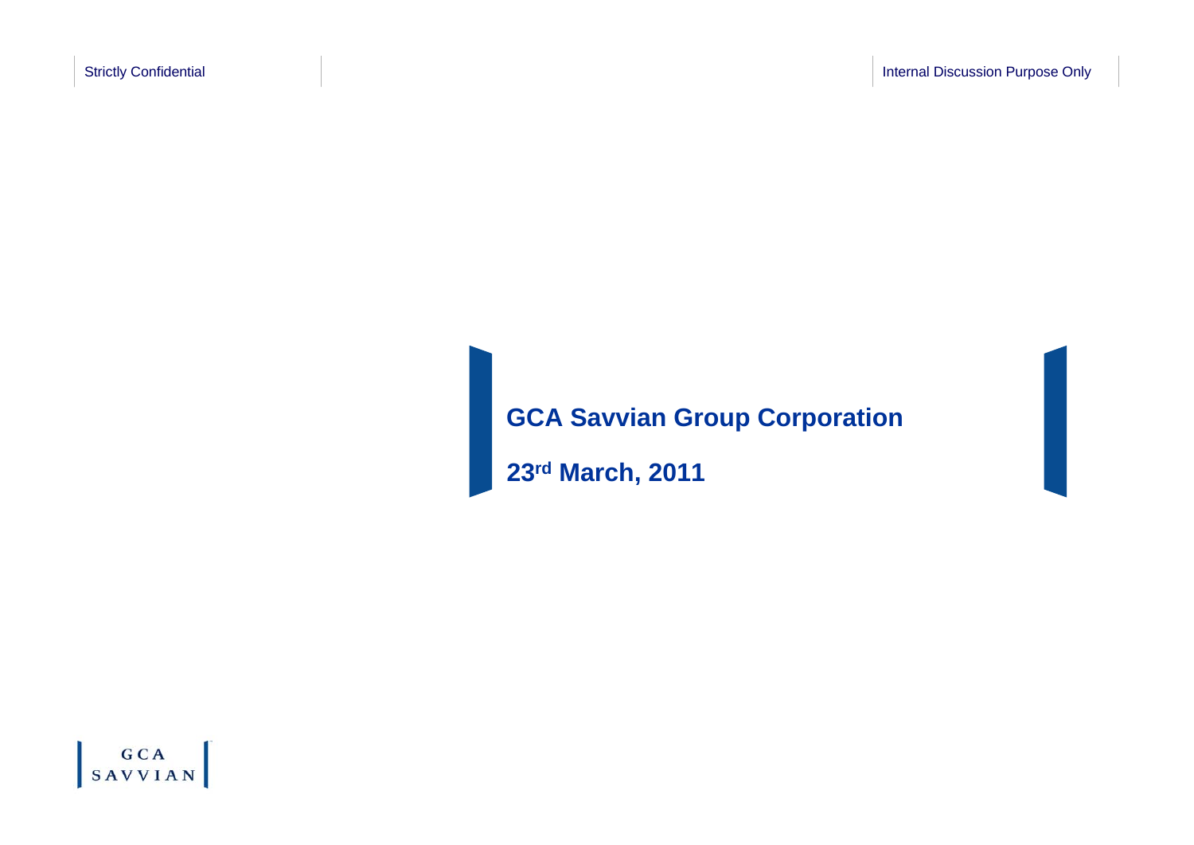Strictly Confidential

Internal Discussion Purpose Only

# GCA Savvian Group Corporation

**23rd March, 2011**

GCA SAVVIAN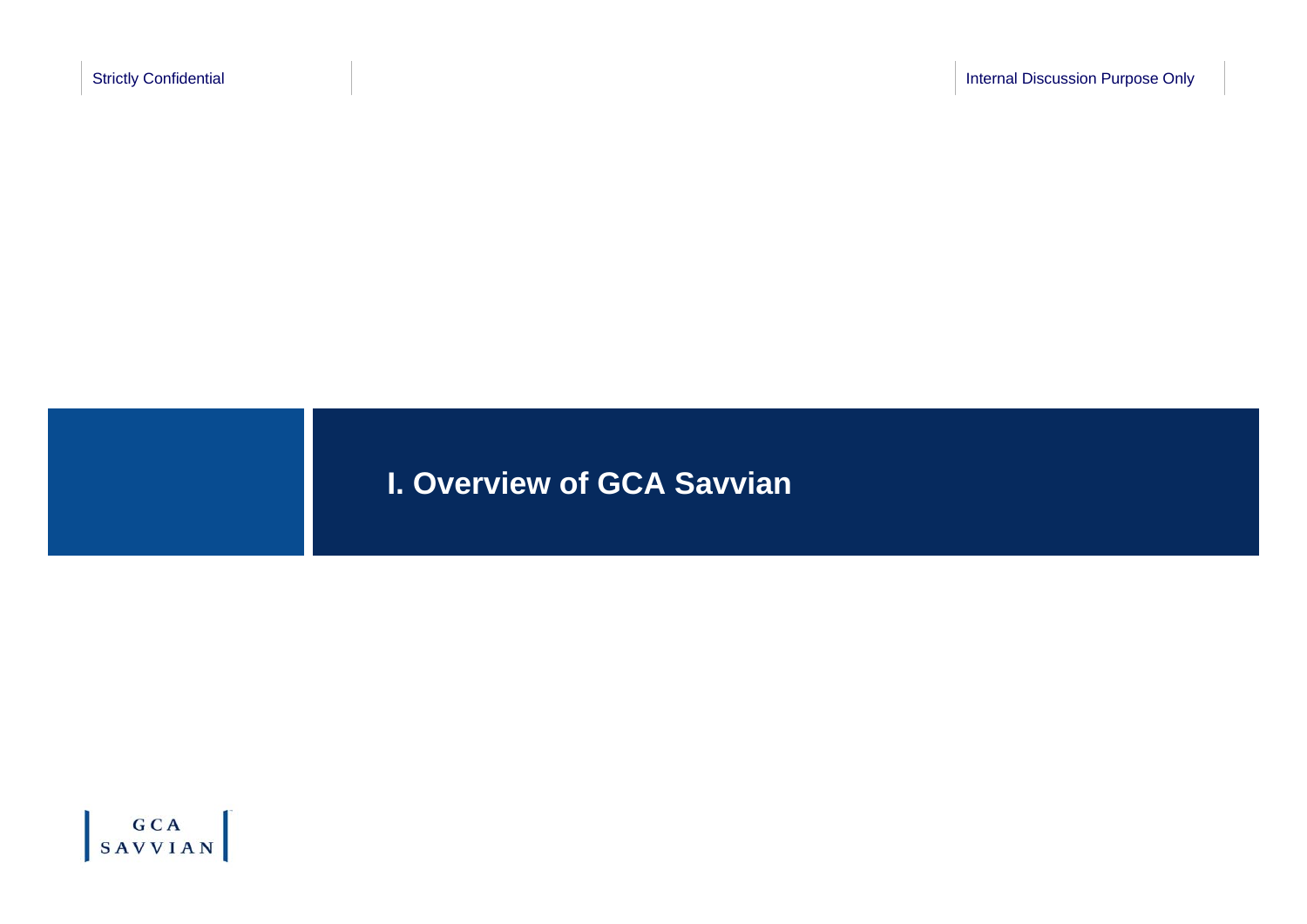# I. Overview of GCA Savvian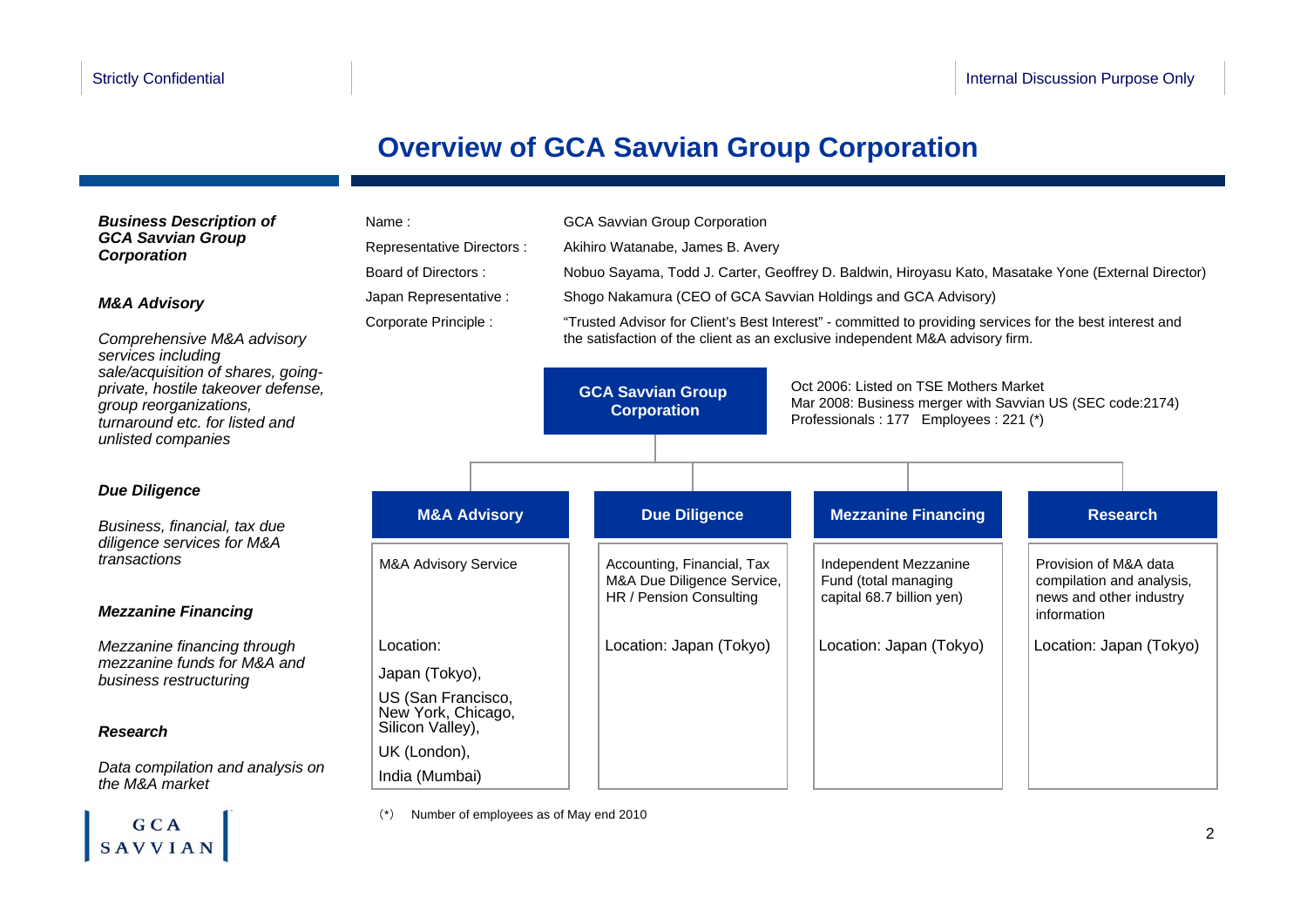# Overview of GCA Savvian Group Corporation

***Business Description of GCA Savvian Group Corporation***

***M&A Advisory***

*Comprehensive M&A advisory services including sale/acquisition of shares, going-private, hostile takeover defense, group reorganizations, turnaround etc. for listed and unlisted companies*

***Due Diligence***

*Business, financial, tax due diligence services for M&A transactions*

***Mezzanine Financing***

*Mezzanine financing through mezzanine funds for M&A and business restructuring*

***Research***

*Data compilation and analysis on the M&A market*

| | |
|---|---|
| Name : | GCA Savvian Group Corporation |
| Representative Directors : | Akihiro Watanabe, James B. Avery |
| Board of Directors : | Nobuo Sayama, Todd J. Carter, Geoffrey D. Baldwin, Hiroyasu Kato, Masatake Yone (External Director) |
| Japan Representative : | Shogo Nakamura (CEO of GCA Savvian Holdings and GCA Advisory) |
| Corporate Principle : | "Trusted Advisor for Client's Best Interest" - committed to providing services for the best interest and the satisfaction of the client as an exclusive independent M&A advisory firm. |

**GCA Savvian Group Corporation**

Oct 2006: Listed on TSE Mothers Market
Mar 2008: Business merger with Savvian US (SEC code:2174)
Professionals : 177 Employees : 221 (*)

| M&A Advisory | Due Diligence | Mezzanine Financing | Research |
|---|---|---|---|
| M&A Advisory Service | Accounting, Financial, Tax M&A Due Diligence Service, HR / Pension Consulting | Independent Mezzanine Fund (total managing capital 68.7 billion yen) | Provision of M&A data compilation and analysis, news and other industry information |
| Location: Japan (Tokyo), US (San Francisco, New York, Chicago, Silicon Valley), UK (London), India (Mumbai) | Location: Japan (Tokyo) | Location: Japan (Tokyo) | Location: Japan (Tokyo) |

(*) Number of employees as of May end 2010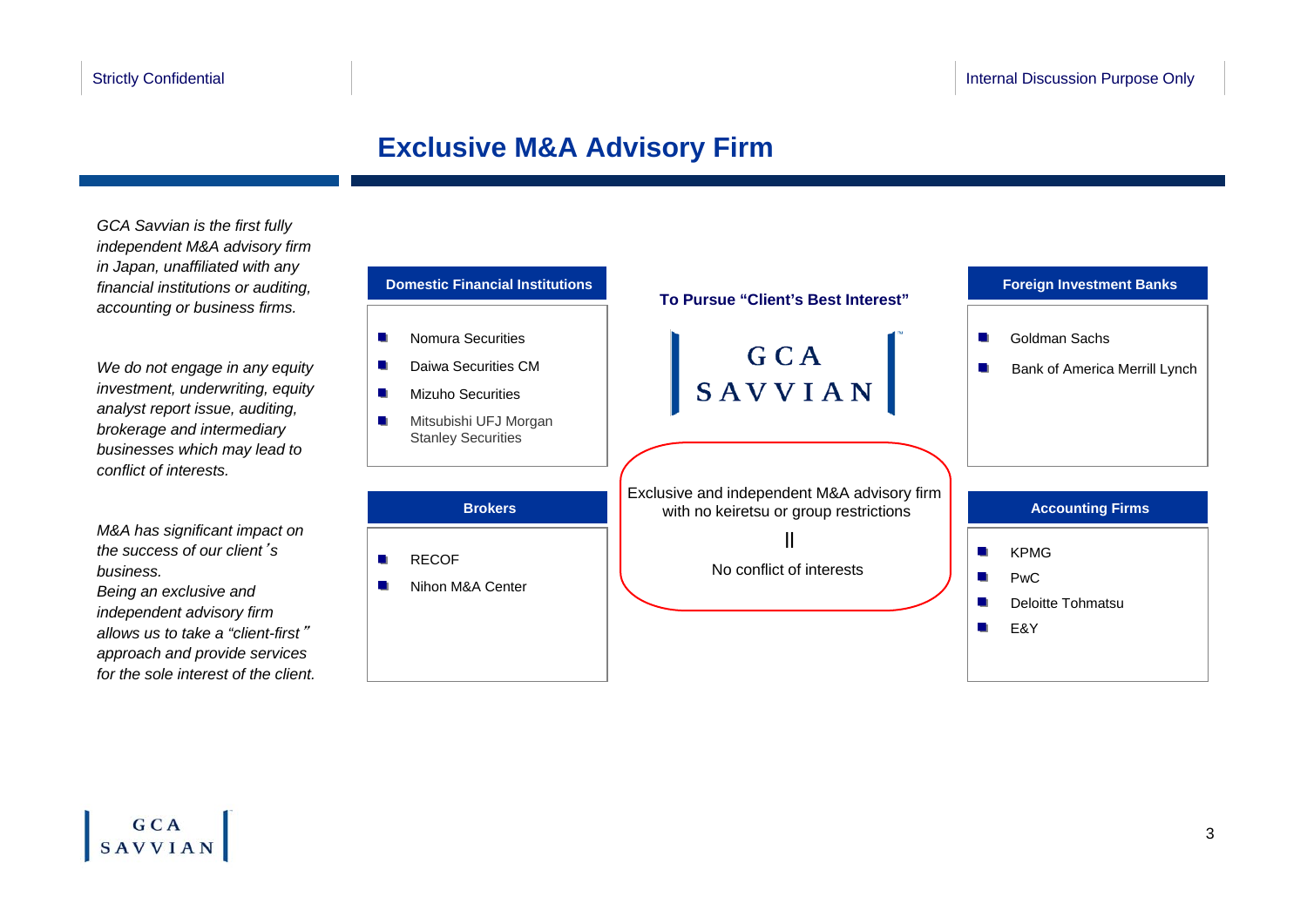Strictly Confidential

Internal Discussion Purpose Only

# Exclusive M&A Advisory Firm

*GCA Savvian is the first fully independent M&A advisory firm in Japan, unaffiliated with any financial institutions or auditing, accounting or business firms.*

*We do not engage in any equity investment, underwriting, equity analyst report issue, auditing, brokerage and intermediary businesses which may lead to conflict of interests.*

*M&A has significant impact on the success of our client's business.*
*Being an exclusive and independent advisory firm allows us to take a "client-first" approach and provide services for the sole interest of the client.*

**Domestic Financial Institutions**

- Nomura Securities
- Daiwa Securities CM
- Mizuho Securities
- Mitsubishi UFJ Morgan Stanley Securities

**Brokers**

- RECOF
- Nihon M&A Center

**To Pursue "Client's Best Interest"**

GCA SAVVIAN

Exclusive and independent M&A advisory firm with no keiretsu or group restrictions

||

No conflict of interests

**Foreign Investment Banks**

- Goldman Sachs
- Bank of America Merrill Lynch

**Accounting Firms**

- KPMG
- PwC
- Deloitte Tohmatsu
- E&Y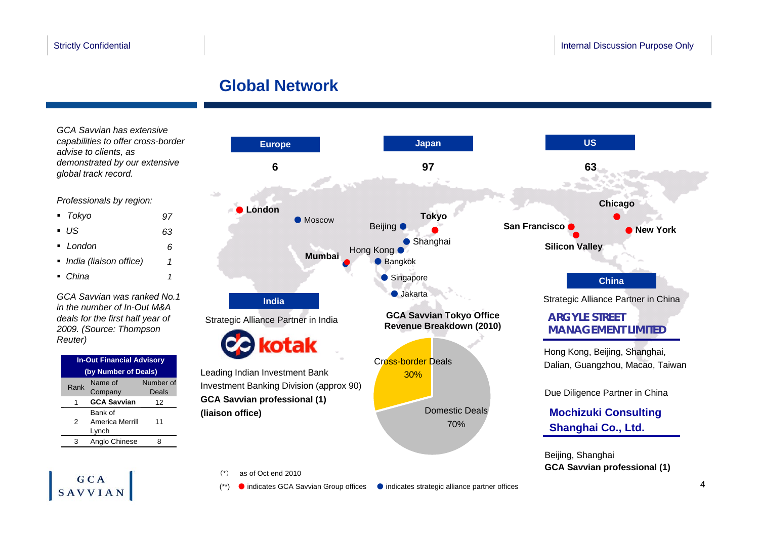# Global Network

*GCA Savvian has extensive capabilities to offer cross-border advise to clients, as demonstrated by our extensive global track record.*

*Professionals by region:*

- *Tokyo* — *97*
- *US* — *63*
- *London* — *6*
- *India (liaison office)* — *1*
- *China* — *1*

*GCA Savvian was ranked No.1 in the number of In-Out M&A deals for the first half year of 2009. (Source: Thompson Reuter)*

| In-Out Financial Advisory (by Number of Deals) | | |
|---|---|---|
| Rank | Name of Company | Number of Deals |
| 1 | **GCA Savvian** | 12 |
| 2 | Bank of America Merrill Lynch | 11 |
| 3 | Anglo Chinese | 8 |

**Europe** 6

**Japan** 97

**US** 63

**London** · Moscow · Beijing · **Tokyo** · Shanghai · Hong Kong · **Mumbai** · Bangkok · Singapore · Jakarta · **San Francisco** · **Silicon Valley** · **Chicago** · **New York**

**India**

Strategic Alliance Partner in India

kotak

Leading Indian Investment Bank
Investment Banking Division (approx 90)
**GCA Savvian professional (1) (liaison office)**

**GCA Savvian Tokyo Office Revenue Breakdown (2010)**

- Cross-border Deals 30%
- Domestic Deals 70%

**China**

Strategic Alliance Partner in China

**ARGYLE STREET MANAGEMENT LIMITED**

Hong Kong, Beijing, Shanghai, Dalian, Guangzhou, Macao, Taiwan

Due Diligence Partner in China

**Mochizuki Consulting Shanghai Co., Ltd.**

Beijing, Shanghai
**GCA Savvian professional (1)**

(\*) as of Oct end 2010

(\*\*) ● indicates GCA Savvian Group offices ● indicates strategic alliance partner offices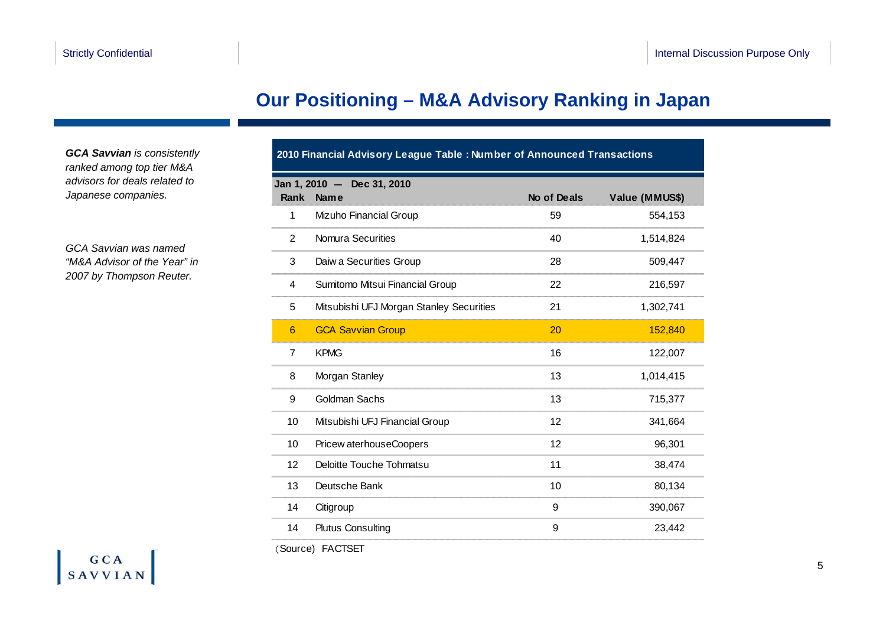# Our Positioning – M&A Advisory Ranking in Japan

***GCA Savvian** is consistently ranked among top tier M&A advisors for deals related to Japanese companies.*

*GCA Savvian was named "M&A Advisor of the Year" in 2007 by Thompson Reuter.*

**2010 Financial Advisory League Table : Number of Announced Transactions**

**Jan 1, 2010 — Dec 31, 2010**

| Rank | Name | No of Deals | Value (MMUS$) |
|---|---|---|---|
| 1 | Mizuho Financial Group | 59 | 554,153 |
| 2 | Nomura Securities | 40 | 1,514,824 |
| 3 | Daiwa Securities Group | 28 | 509,447 |
| 4 | Sumitomo Mitsui Financial Group | 22 | 216,597 |
| 5 | Mitsubishi UFJ Morgan Stanley Securities | 21 | 1,302,741 |
| 6 | GCA Savvian Group | 20 | 152,840 |
| 7 | KPMG | 16 | 122,007 |
| 8 | Morgan Stanley | 13 | 1,014,415 |
| 9 | Goldman Sachs | 13 | 715,377 |
| 10 | Mitsubishi UFJ Financial Group | 12 | 341,664 |
| 10 | PricewaterhouseCoopers | 12 | 96,301 |
| 12 | Deloitte Touche Tohmatsu | 11 | 38,474 |
| 13 | Deutsche Bank | 10 | 80,134 |
| 14 | Citigroup | 9 | 390,067 |
| 14 | Plutus Consulting | 9 | 23,442 |

(Source) FACTSET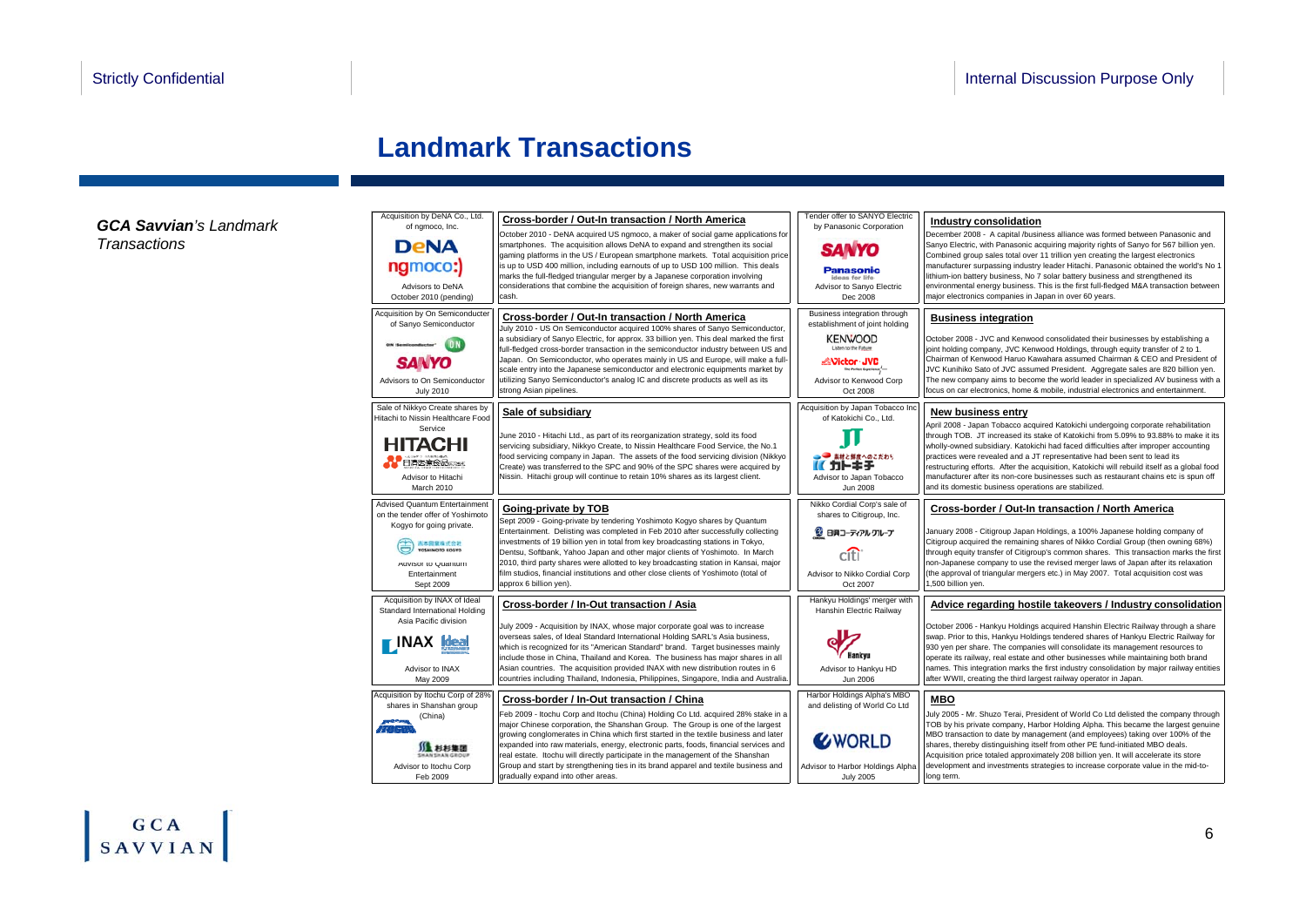# Landmark Transactions

***GCA Savvian****'s Landmark Transactions*

---

Acquisition by DeNA Co., Ltd. of ngmoco, Inc.

DeNA ngmoco:)

Advisors to DeNA
October 2010 (pending)

### Cross-border / Out-In transaction / North America

October 2010 - DeNA acquired US ngmoco, a maker of social game applications for smartphones. The acquisition allows DeNA to expand and strengthen its social gaming platforms in the US / European smartphone markets. Total acquisition price is up to USD 400 million, including earnouts of up to USD 100 million. This deals marks the full-fledged triangular merger by a Japanese corporation involving considerations that combine the acquisition of foreign shares, new warrants and cash.

---

Acquisition by On Semiconducter of Sanyo Semiconductor

ON Semiconductor / SANYO

Advisors to On Semiconductor
July 2010

### Cross-border / Out-In transaction / North America

July 2010 - US On Semiconductor acquired 100% shares of Sanyo Semiconductor, a subsidiary of Sanyo Electric, for approx. 33 billion yen. This deal marked the first full-fledged cross-border transaction in the semiconductor industry between US and Japan. On Semiconductor, who operates mainly in US and Europe, will make a full-scale entry into the Japanese semiconductor and electronic equipments market by utilizing Sanyo Semiconductor's analog IC and discrete products as well as its strong Asian pipelines.

---

Sale of Nikkyo Create shares by Hitachi to Nissin Healthcare Food Service

HITACHI / 日清医療食品株式会社

Advisor to Hitachi
March 2010

### Sale of subsidiary

June 2010 - Hitachi Ltd., as part of its reorganization strategy, sold its food servicing subsidiary, Nikkyo Create, to Nissin Healthcare Food Service, the No.1 food servicing company in Japan. The assets of the food servicing division (Nikkyo Create) was transferred to the SPC and 90% of the SPC shares were acquired by Nissin. Hitachi group will continue to retain 10% shares as its largest client.

---

Advised Quantum Entertainment on the tender offer of Yoshimoto Kogyo for going private.

吉本興業株式会社 YOSHIMOTO KOGYO

Advisor to Quantum Entertainment
Sept 2009

### Going-private by TOB

Sept 2009 - Going-private by tendering Yoshimoto Kogyo shares by Quantum Entertainment. Delisting was completed in Feb 2010 after successfully collecting investments of 19 billion yen in total from key broadcasting stations in Tokyo, Dentsu, Softbank, Yahoo Japan and other major clients of Yoshimoto. In March 2010, third party shares were allotted to key broadcasting stations in Kansai, major film studios, financial institutions and other close clients of Yoshimoto (total of approx 6 billion yen).

---

Acquisition by INAX of Ideal Standard International Holding Asia Pacific division

INAX / Ideal Standard

Advisor to INAX
May 2009

### Cross-border / In-Out transaction / Asia

July 2009 - Acquisition by INAX, whose major corporate goal was to increase overseas sales, of Ideal Standard International Holding SARL's Asia business, which is recognized for its "American Standard" brand. Target businesses mainly include those in China, Thailand and Korea. The business has major shares in all Asian countries. The acquisition provided INAX with new distribution routes in 6 countries including Thailand, Indonesia, Philippines, Singapore, India and Australia.

---

Acquisition by Itochu Corp of 28% shares in Shanshan group (China)

ITOCHU / 杉杉集团 SHANSHAN GROUP

Advisor to Itochu Corp
Feb 2009

### Cross-border / In-Out transaction / China

Feb 2009 - Itochu Corp and Itochu (China) Holding Co Ltd. acquired 28% stake in a major Chinese corporation, the Shanshan Group. The Group is one of the largest growing conglomerates in China which first started in the textile business and later expanded into raw materials, energy, electronic parts, foods, financial services and real estate. Itochu will directly participate in the management of the Shanshan Group and start by strengthening ties in its brand apparel and textile business and gradually expand into other areas.

---

Tender offer to SANYO Electric by Panasonic Corporation

SANYO / Panasonic ideas for life

Advisor to Sanyo Electric
Dec 2008

### Industry consolidation

December 2008 - A capital /business alliance was formed between Panasonic and Sanyo Electric, with Panasonic acquiring majority rights of Sanyo for 567 billion yen. Combined group sales total over 11 trillion yen creating the largest electronics manufacturer surpassing industry leader Hitachi. Panasonic obtained the world's No 1 lithium-ion battery business, No 7 solar battery business and strengthened its environmental energy business. This is the first full-fledged M&A transaction between major electronics companies in Japan in over 60 years.

---

Business integration through establishment of joint holding

KENWOOD / Victor · JVC

Advisor to Kenwood Corp
Oct 2008

### Business integration

October 2008 - JVC and Kenwood consolidated their businesses by establishing a joint holding company, JVC Kenwood Holdings, through equity transfer of 2 to 1. Chairman of Kenwood Haruo Kawahara assumed Chairman & CEO and President of JVC Kunihiko Sato of JVC assumed President. Aggregate sales are 820 billion yen. The new company aims to become the world leader in specialized AV business with a focus on car electronics, home & mobile, industrial electronics and entertainment.

---

Acquisition by Japan Tobacco Inc of Katokichi Co., Ltd.

JT / 素材と鮮度へのこだわり カトキチ

Advisor to Japan Tobacco
Jun 2008

### New business entry

April 2008 - Japan Tobacco acquired Katokichi undergoing corporate rehabilitation through TOB. JT increased its stake of Katokichi from 5.09% to 93.88% to make it its wholly-owned subsidiary. Katokichi had faced difficulties after improper accounting practices were revealed and a JT representative had been sent to lead its restructuring efforts. After the acquisition, Katokichi will rebuild itself as a global food manufacturer after its non-core businesses such as restaurant chains etc is spun off and its domestic business operations are stabilized.

---

Nikko Cordial Corp's sale of shares to Citigroup, Inc.

日興コーディアルグループ / citi

Advisor to Nikko Cordial Corp
Oct 2007

### Cross-border / Out-In transaction / North America

January 2008 - Citigroup Japan Holdings, a 100% Japanese holding company of Citigroup acquired the remaining shares of Nikko Cordial Group (then owning 68%) through equity transfer of Citigroup's common shares. This transaction marks the first non-Japanese company to use the revised merger laws of Japan after its relaxation (the approval of triangular mergers etc.) in May 2007. Total acquisition cost was 1,500 billion yen.

---

Hankyu Holdings' merger with Hanshin Electric Railway

Hankyu

Advisor to Hankyu HD
Jun 2006

### Advice regarding hostile takeovers / Industry consolidation

October 2006 - Hankyu Holdings acquired Hanshin Electric Railway through a share swap. Prior to this, Hankyu Holdings tendered shares of Hankyu Electric Railway for 930 yen per share. The companies will consolidate its management resources to operate its railway, real estate and other businesses while maintaining both brand names. This integration marks the first industry consolidation by major railway entities after WWII, creating the third largest railway operator in Japan.

---

Harbor Holdings Alpha's MBO and delisting of World Co Ltd

WORLD

Advisor to Harbor Holdings Alpha
July 2005

### MBO

July 2005 - Mr. Shuzo Terai, President of World Co Ltd delisted the company through TOB by his private company, Harbor Holding Alpha. This became the largest genuine MBO transaction to date by management (and employees) taking over 100% of the shares, thereby distinguishing itself from other PE fund-initiated MBO deals. Acquisition price totaled approximately 208 billion yen. It will accelerate its store development and investments strategies to increase corporate value in the mid-to-long term.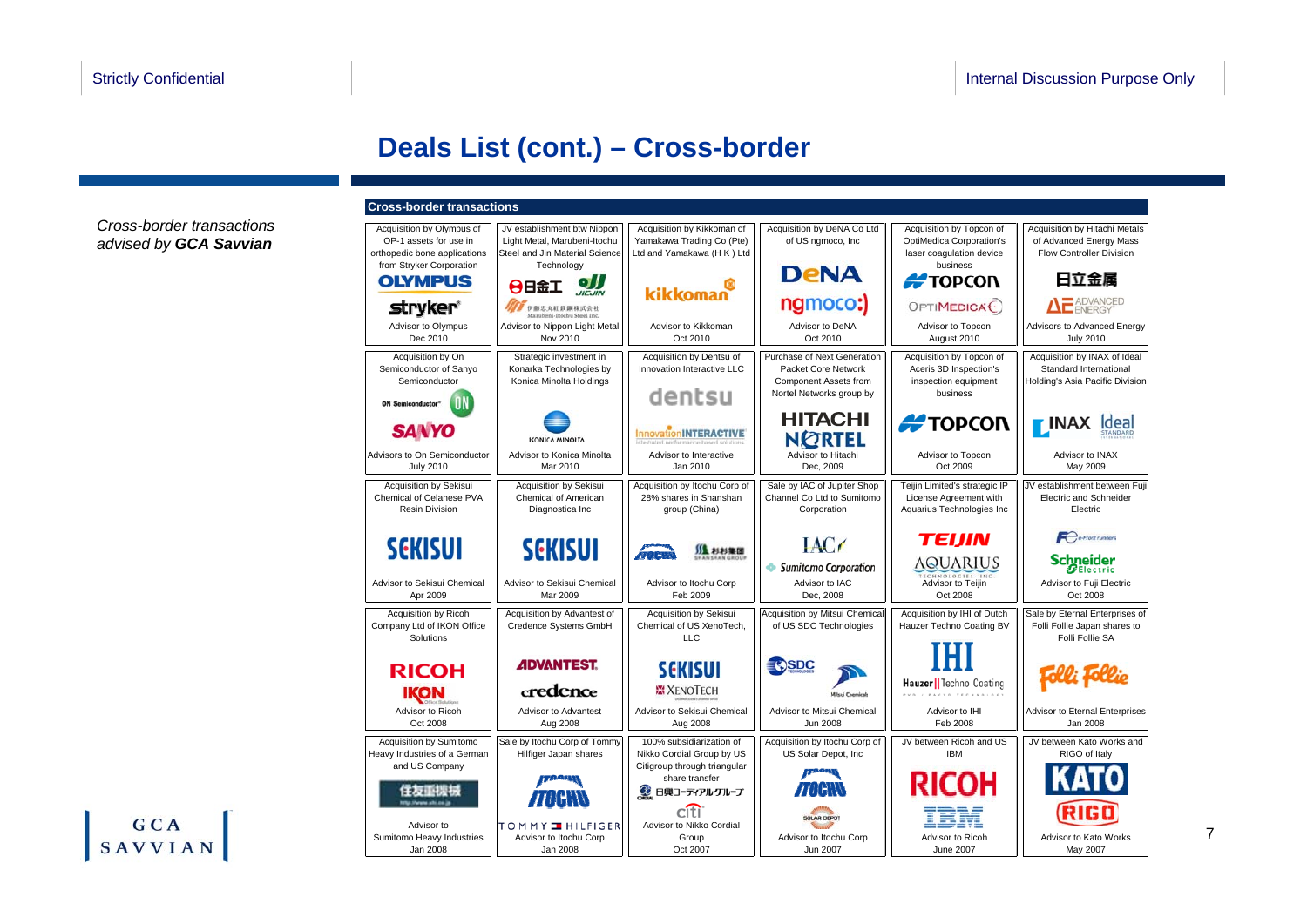# Deals List (cont.) – Cross-border

*Cross-border transactions advised by **GCA Savvian***

**Cross-border transactions**

| | | | | | |
|---|---|---|---|---|---|
| Acquisition by Olympus of OP-1 assets for use in orthopedic bone applications from Stryker Corporation<br>OLYMPUS / stryker<br>Advisor to Olympus<br>Dec 2010 | JV establishment btw Nippon Light Metal, Marubeni-Itochu Steel and Jin Material Science Technology<br>日軽金 / JIEJIN / 伊藤忠丸紅鉄鋼株式会社 Marubeni-Itochu Steel Inc.<br>Advisor to Nippon Light Metal<br>Nov 2010 | Acquisition by Kikkoman of Yamakawa Trading Co (Pte) Ltd and Yamakawa (H K ) Ltd<br>kikkoman<br>Advisor to Kikkoman<br>Oct 2010 | Acquisition by DeNA Co Ltd of US ngmoco, Inc<br>DeNA / ngmoco:)<br>Advisor to DeNA<br>Oct 2010 | Acquisition by Topcon of OptiMedica Corporation's laser coagulation device business<br>TOPCON / OPTIMEDICA<br>Advisor to Topcon<br>August 2010 | Acquisition by Hitachi Metals of Advanced Energy Mass Flow Controller Division<br>日立金属 / ADVANCED ENERGY<br>Advisors to Advanced Energy<br>July 2010 |
| Acquisition by On Semiconductor of Sanyo Semiconductor<br>ON Semiconductor / SANYO<br>Advisors to On Semiconductor<br>July 2010 | Strategic investment in Konarka Technologies by Konica Minolta Holdings<br>KONICA MINOLTA<br>Advisor to Konica Minolta<br>Mar 2010 | Acquisition by Dentsu of Innovation Interactive LLC<br>dentsu / InnovationINTERACTIVE<br>Advisor to Interactive<br>Jan 2010 | Purchase of Next Generation Packet Core Network Component Assets from Nortel Networks group by<br>HITACHI / NORTEL<br>Advisor to Hitachi<br>Dec, 2009 | Acquisition by Topcon of Aceris 3D Inspection's inspection equipment business<br>TOPCON<br>Advisor to Topcon<br>Oct 2009 | Acquisition by INAX of Ideal Standard International Holding's Asia Pacific Division<br>INAX / Ideal Standard<br>Advisor to INAX<br>May 2009 |
| Acquisition by Sekisui Chemical of Celanese PVA Resin Division<br>SEKISUI<br>Advisor to Sekisui Chemical<br>Apr 2009 | Acquisition by Sekisui Chemical of American Diagnostica Inc<br>SEKISUI<br>Advisor to Sekisui Chemical<br>Mar 2009 | Acquisition by Itochu Corp of 28% shares in Shanshan group (China)<br>ITOCHU / 杉杉集团 SHANSHAN GROUP<br>Advisor to Itochu Corp<br>Feb 2009 | Sale by IAC of Jupiter Shop Channel Co Ltd to Sumitomo Corporation<br>IAC / Sumitomo Corporation<br>Advisor to IAC<br>Dec, 2008 | Teijin Limited's strategic IP License Agreement with Aquarius Technologies Inc<br>TEIJIN / AQUARIUS TECHNOLOGIES INC<br>Advisor to Teijin<br>Oct 2008 | JV establishment between Fuji Electric and Schneider Electric<br>Fe e-Front runners / Schneider Electric<br>Advisor to Fuji Electric<br>Oct 2008 |
| Acquisition by Ricoh Company Ltd of IKON Office Solutions<br>RICOH / IKON<br>Advisor to Ricoh<br>Oct 2008 | Acquisition by Advantest of Credence Systems GmbH<br>ADVANTEST / credence<br>Advisor to Advantest<br>Aug 2008 | Acquisition by Sekisui Chemical of US XenoTech, LLC<br>SEKISUI / XENOTECH<br>Advisor to Sekisui Chemical<br>Aug 2008 | Acquisition by Mitsui Chemical of US SDC Technologies<br>SDC / Mitsui Chemicals<br>Advisor to Mitsui Chemical<br>Jun 2008 | Acquisition by IHI of Dutch Hauzer Techno Coating BV<br>IHI / Hauzer Techno Coating<br>Advisor to IHI<br>Feb 2008 | Sale by Eternal Enterprises of Folli Follie Japan shares to Folli Follie SA<br>Folli Follie<br>Advisor to Eternal Enterprises<br>Jan 2008 |
| Acquisition by Sumitomo Heavy Industries of a German and US Company<br>住友重機械<br>Advisor to Sumitomo Heavy Industries<br>Jan 2008 | Sale by Itochu Corp of Tommy Hilfiger Japan shares<br>ITOCHU / TOMMY HILFIGER<br>Advisor to Itochu Corp<br>Jan 2008 | 100% subsidiarization of Nikko Cordial Group by US Citigroup through triangular share transfer<br>日興コーディアルグループ / citi<br>Advisor to Nikko Cordial Group<br>Oct 2007 | Acquisition by Itochu Corp of US Solar Depot, Inc<br>ITOCHU / SOLAR DEPOT<br>Advisor to Itochu Corp<br>Jun 2007 | JV between Ricoh and US IBM<br>RICOH / IBM<br>Advisor to Ricoh<br>June 2007 | JV between Kato Works and RIGO of Italy<br>KATO / RIGO<br>Advisor to Kato Works<br>May 2007 |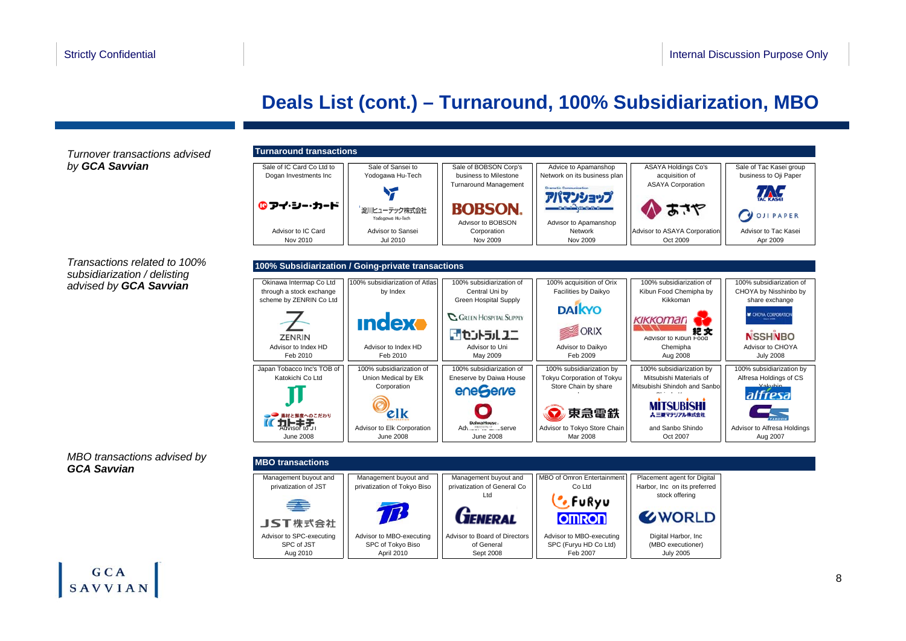Strictly Confidential

Internal Discussion Purpose Only

# Deals List (cont.) – Turnaround, 100% Subsidiarization, MBO

*Turnover transactions advised by* ***GCA Savvian***

## Turnaround transactions

| Sale of IC Card Co Ltd to Dogan Investments Inc | Sale of Sansei to Yodogawa Hu-Tech | Sale of BOBSON Corp's business to Milestone Turnaround Management | Advice to Apamanshop Network on its business plan | ASAYA Holdings Co's acquisition of ASAYA Corporation | Sale of Tac Kasei group business to Oji Paper |
|---|---|---|---|---|---|
| アイ・シー・カード | 淀川ヒューテック株式会社 Yodogawa Hu-Tech | BOBSON | アパマンショップ | あさや | TAC KASEI / OJI PAPER |
| Advisor to IC Card | Advisor to Sansei | Advisor to BOBSON Corporation | Advisor to Apamanshop Network | Advisor to ASAYA Corporation | Advisor to Tac Kasei |
| Nov 2010 | Jul 2010 | Nov 2009 | Nov 2009 | Oct 2009 | Apr 2009 |

*Transactions related to 100% subsidiarization / delisting advised by* ***GCA Savvian***

## 100% Subsidiarization / Going-private transactions

| Okinawa Intermap Co Ltd through a stock exchange scheme by ZENRIN Co Ltd | 100% subsidiarization of Atlas by Index | 100% subsidiarization of Central Uni by Green Hospital Supply | 100% acquisition of Orix Facilities by Daikyo | 100% subsidiarization of Kibun Food Chemipha by Kikkoman | 100% subsidiarization of CHOYA by Nisshinbo by share exchange |
|---|---|---|---|---|---|
| ZENRIN | index | GREEN HOSPITAL SUPPLY / セントラルユニ | DAIKYO / ORIX | KIKKOMAN / 紀文 | CHOYA CORPORATION / NISSHINBO |
| Advisor to Index HD | Advisor to Index HD | Advisor to Uni | Advisor to Daikyo | Advisor to Kibun Food Chemipha | Advisor to CHOYA |
| Feb 2010 | Feb 2010 | May 2009 | Feb 2009 | Aug 2008 | July 2008 |

| Japan Tobacco Inc's TOB of Katokichi Co Ltd | 100% subsidiarization of Union Medical by Elk Corporation | 100% subsidiarization of Eneserve by Daiwa House | 100% subsidiarization by Tokyu Corporation of Tokyu Store Chain by share exchange | 100% subsidiarization by Mitsubishi Materials of Mitsubishi Shindoh and Sanbo Shindo | 100% subsidiarization by Alfresa Holdings of CS Yakuhin |
|---|---|---|---|---|---|
| JT / カトキチ | elk | eneServe / DaiwaHouse | 東急電鉄 | MITSUBISHI 三菱マテリアル株式会社 | alfresa |
| Advisor to JT | Advisor to Elk Corporation | Advisor to Eneserve | Advisor to Tokyo Store Chain | Advisor to Mitsubishi Shindoh and Sanbo Shindo | Advisor to Alfresa Holdings |
| June 2008 | June 2008 | June 2008 | Mar 2008 | Oct 2007 | Aug 2007 |

*MBO transactions advised by* ***GCA Savvian***

## MBO transactions

| Management buyout and privatization of JST | Management buyout and privatization of Tokyo Biso | Management buyout and privatization of General Co Ltd | MBO of Omron Entertainment Co Ltd | Placement agent for Digital Harbor, Inc on its preferred stock offering |
|---|---|---|---|---|
| JST株式会社 | TB | GENERAL | FuRyu / OMRON | WORLD |
| Advisor to SPC-executing SPC of JST | Advisor to MBO-executing SPC of Tokyo Biso | Advisor to Board of Directors of General | Advisor to MBO-executing SPC (Furyu HD Co Ltd) | Digital Harbor, Inc (MBO executioner) |
| Aug 2010 | April 2010 | Sept 2008 | Feb 2007 | July 2005 |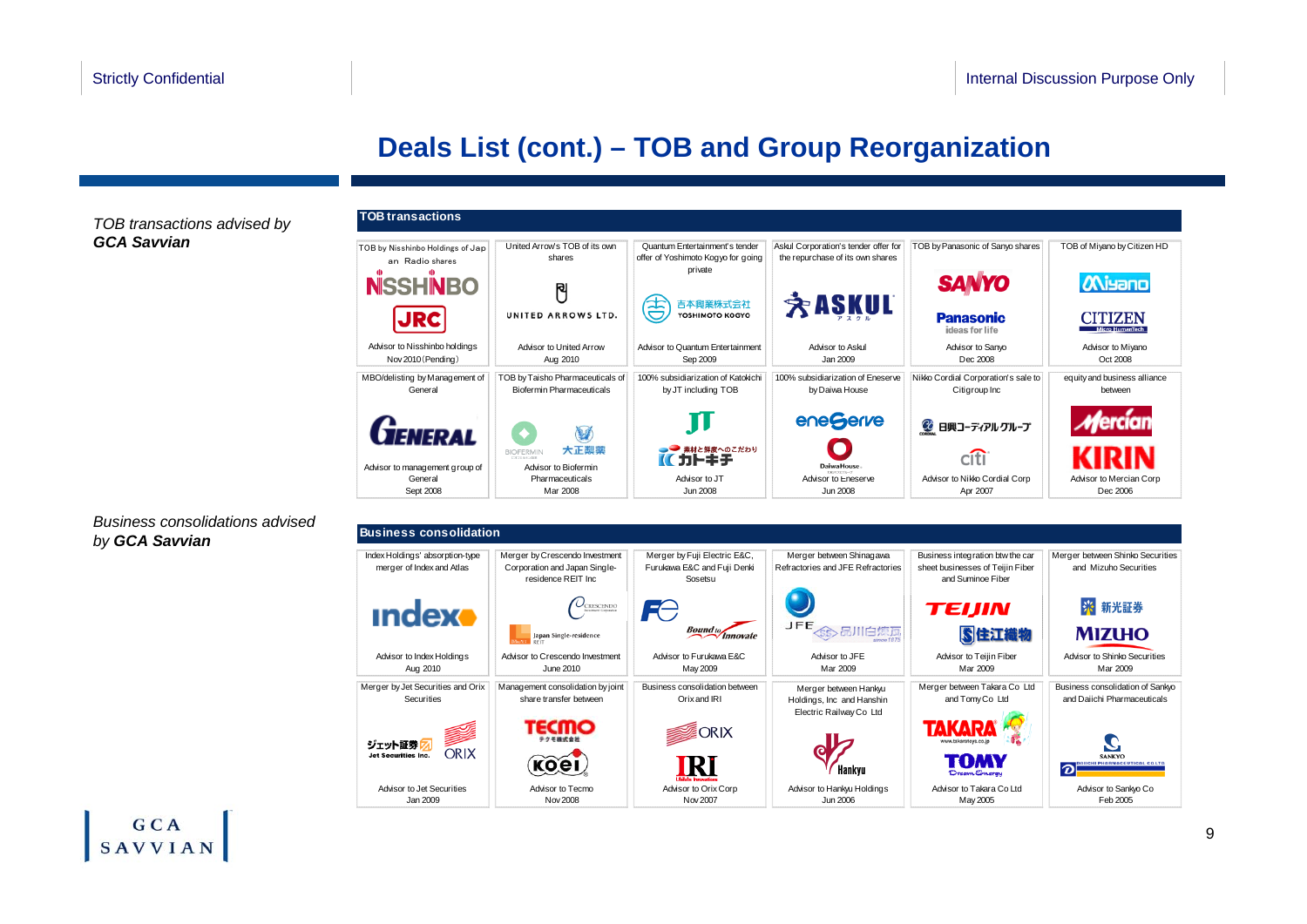# Deals List (cont.) – TOB and Group Reorganization

*TOB transactions advised by* ***GCA Savvian***

## TOB transactions

| TOB by Nisshinbo Holdings of Japan Radio shares | United Arrow's TOB of its own shares | Quantum Entertainment's tender offer of Yoshimoto Kogyo for going private | Askul Corporation's tender offer for the repurchase of its own shares | TOB by Panasonic of Sanyo shares | TOB of Miyano by Citizen HD |
|---|---|---|---|---|---|
| NISSHINBO / JRC | UNITED ARROWS LTD. | 吉本興業株式会社 YOSHIMOTO KOGYO | ASKUL | SANYO / Panasonic ideas for life | Miyano / CITIZEN |
| Advisor to Nisshinbo holdings<br>Nov 2010 (Pending) | Advisor to United Arrow<br>Aug 2010 | Advisor to Quantum Entertainment<br>Sep 2009 | Advisor to Askul<br>Jan 2009 | Advisor to Sanyo<br>Dec 2008 | Advisor to Miyano<br>Oct 2008 |
| MBO/delisting by Management of General | TOB by Taisho Pharmaceuticals of Biofermin Pharmaceuticals | 100% subsidiarization of Katokichi by JT including TOB | 100% subsidiarization of Eneserve by Daiwa House | Nikko Cordial Corporation's sale to Citigroup Inc | equity and business alliance between |
| GENERAL | BIOFERMIN / 大正製薬 | JT / カトーキチ | eneServe / Daiwa House | 日興コーディアルグループ / citi | Mercian / KIRIN |
| Advisor to management group of General<br>Sept 2008 | Advisor to Biofermin Pharmaceuticals<br>Mar 2008 | Advisor to JT<br>Jun 2008 | Advisor to Eneserve<br>Jun 2008 | Advisor to Nikko Cordial Corp<br>Apr 2007 | Advisor to Mercian Corp<br>Dec 2006 |

*Business consolidations advised by* ***GCA Savvian***

## Business consolidation

| Index Holdings' absorption-type merger of Index and Atlas | Merger by Crescendo Investment Corporation and Japan Single-residence REIT Inc | Merger by Fuji Electric E&C, Furukawa E&C and Fuji Denki Sosetsu | Merger between Shinagawa Refractories and JFE Refractories | Business integration btw the car sheet businesses of Teijin Fiber and Suminoe Fiber | Merger between Shinko Securities and Mizuho Securities |
|---|---|---|---|---|---|
| index | Crescendo / Japan Single-residence REIT | FE / Bound to Innovate | JFE / 品川白煉瓦 | TEIJIN / 住江織物 | 新光証券 / MIZUHO |
| Advisor to Index Holdings<br>Aug 2010 | Advisor to Crescendo Investment<br>June 2010 | Advisor to Furukawa E&C<br>May 2009 | Advisor to JFE<br>Mar 2009 | Advisor to Teijin Fiber<br>Mar 2009 | Advisor to Shinko Securities<br>Mar 2009 |
| Merger by Jet Securities and Orix Securities | Management consolidation by joint share transfer between | Business consolidation between Orix and IRI | Merger between Hankyu Holdings, Inc and Hanshin Electric Railway Co Ltd | Merger between Takara Co Ltd and Tomy Co Ltd | Business consolidation of Sankyo and Daiichi Pharmaceuticals |
| ジェット証券 Jet Securities Inc. / ORIX | TECMO / KOEI | ORIX / IRI | Hankyu | TAKARA / TOMY | SANKYO / DAIICHI PHARMACEUTICAL CO LTD |
| Advisor to Jet Securities<br>Jan 2009 | Advisor to Tecmo<br>Nov 2008 | Advisor to Orix Corp<br>Nov 2007 | Advisor to Hankyu Holdings<br>Jun 2006 | Advisor to Takara Co Ltd<br>May 2005 | Advisor to Sankyo Co<br>Feb 2005 |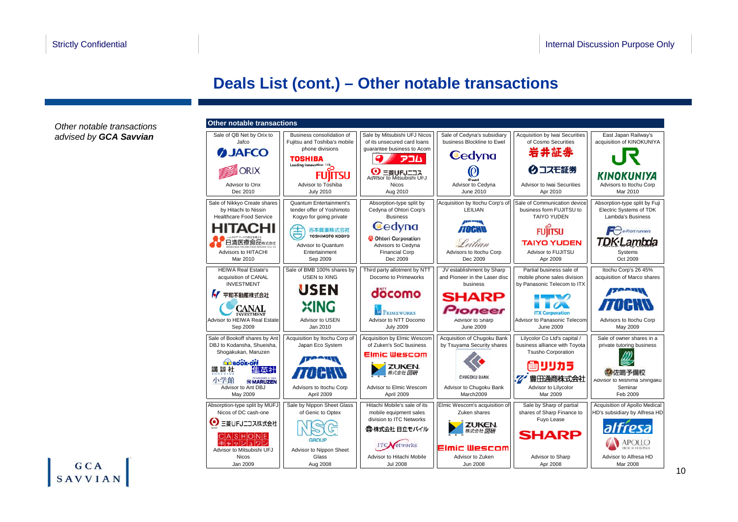# Deals List (cont.) – Other notable transactions

*Other notable transactions advised by **GCA Savvian***

**Other notable transactions**

| | | | | | |
|---|---|---|---|---|---|
| Sale of QB Net by Orix to Jafco<br>JAFCO<br>ORIX<br>Advisor to Orix<br>Dec 2010 | Business consolidation of Fujitsu and Toshiba's mobile phone divisions<br>TOSHIBA<br>FUJITSU<br>Advisor to Toshiba<br>July 2010 | Sale by Mitsubishi UFJ Nicos of its unsecured card loans guarantee business to Acom<br>アコム<br>三菱UFJニコス<br>Advisor to Mitsubishi UFJ Nicos<br>Aug 2010 | Sale of Cedyna's subsidiary business Blockline to Ewel<br>Cedyna<br>Ewel<br>Advisor to Cedyna<br>June 2010 | Acquisition by Iwai Securities of Cosmo Securities<br>岩井証券<br>コスモ証券<br>Advisor to Iwai Securities<br>Apr 2010 | East Japan Railway's acquisition of KINOKUNIYA<br>JR<br>KINOKUNIYA<br>Advisors to Itochu Corp<br>Mar 2010 |
| Sale of Nikkyo Create shares by Hitachi to Nissin Healthcare Food Service<br>HITACHI<br>日清医療食品株式会社<br>Advisors to HITACHI<br>Mar 2010 | Quantum Entertainment's tender offer of Yoshimoto Kogyo for going private<br>吉本興業株式会社 YOSHIMOTO KOGYO<br>Advisor to Quantum Entertainment<br>Sep 2009 | Absorption-type split by Cedyna of Ohtori Corp's Business<br>Cedyna<br>Ohtori Corporation<br>Advisors to Cedyna Financial Corp<br>Dec 2009 | Acquisition by Itochu Corp's of LEILIAN<br>ITOCHU<br>Leilian<br>Advisors to Itochu Corp<br>Dec 2009 | Sale of Communication device business form FUJITSU to TAIYO YUDEN<br>FUJITSU<br>TAIYO YUDEN<br>Advisor to FUJITSU<br>Apr 2009 | Absorption-type split by Fuji Electric Systems of TDK Lambda's Business<br>Fe e-Front runners<br>TDK·Lambda<br>Advisors to Fuji Electric Systems<br>Oct 2009 |
| HEIWA Real Estate's acquisition of CANAL INVESTMENT<br>平和不動産株式会社<br>CANAL INVESTMENT<br>Advisor to HEIWA Real Estate<br>Sep 2009 | Sale of BMB 100% shares by USEN to XING<br>USEN<br>XING<br>Advisor to USEN<br>Jan 2010 | Third party allotment by NTT Docomo to Primeworks<br>docomo<br>PRIMEWORKS<br>Advisor to NTT Docomo<br>July 2009 | JV establishment by Sharp and Pioneer in the Laser disc business<br>SHARP<br>Pioneer<br>Advisor to Sharp<br>June 2009 | Partial business sale of mobile phone sales division by Panasonic Telecom to ITX<br>ITX Corporation<br>Advisor to Panasonic Telecom<br>June 2009 | Itochu Corp's 26.45% acquisition of Marco shares<br>ITOCHU<br>Advisors to Itochu Corp<br>May 2009 |
| Sale of Bookoff shares by Ant DBJ to Kodansha, Shueisha, Shogakukan, Maruzen<br>BOOK·OFF<br>講談社<br>集英社<br>小学館<br>MARUZEN<br>Advisor to Ant DBJ<br>May 2009 | Acquisition by Itochu Corp of Japan Eco System<br>ITOCHU<br>Advisors to Itochu Corp<br>April 2009 | Acquisition by Elmic Wescom of Zuken's SoC business<br>Elmic Wescom<br>ZUKEN 株式会社図研<br>Advisor to Elmic Wescom<br>April 2009 | Acquisition of Chugoku Bank by Tsuyama Security shares<br>CHUGOKU BANK<br>Advisor to Chugoku Bank<br>March2009 | Lilycolor Co Ltd's capital / business alliance with Toyota Tsusho Corporation<br>リリカラ<br>豊田通商株式会社<br>Advisor to Lilycolor<br>Mar 2009 | Sale of owner shares in a private tutoring business<br>佐鳴予備校<br>Advisor to Mishima Shingaku Seminar<br>Feb 2009 |
| Absorption-type split by MUFJ Nicos of DC cash-one<br>三菱UFJニコス株式会社<br>CASHONE キャッシュワン<br>Advisor to Mitsubishi UFJ Nicos<br>Jan 2009 | Sale by Nippon Sheet Glass of Genic to Optex<br>NSG GROUP<br>Advisor to Nippon Sheet Glass<br>Aug 2008 | Hitachi Mobile's sale of its mobile equipment sales division to ITC Networks<br>株式会社 日立モバイル<br>ITC Networks<br>Advisor to Hitachi Mobile<br>Jul 2008 | Elmic Wescom's acquisition of Zuken shares<br>ZUKEN 株式会社図研<br>Elmic Wescom<br>Advisor to Zuken<br>Jun 2008 | Sale by Sharp of partial shares of Sharp Finance to Fuyo Lease<br>SHARP<br>Advisor to Sharp<br>Apr 2008 | Acquisition of Apollo Medical HD's subsidiary by Alfresa HD<br>alfresa<br>APOLLO MEDICAL HOLDINGS<br>Advisor to Alfresa HD<br>Mar 2008 |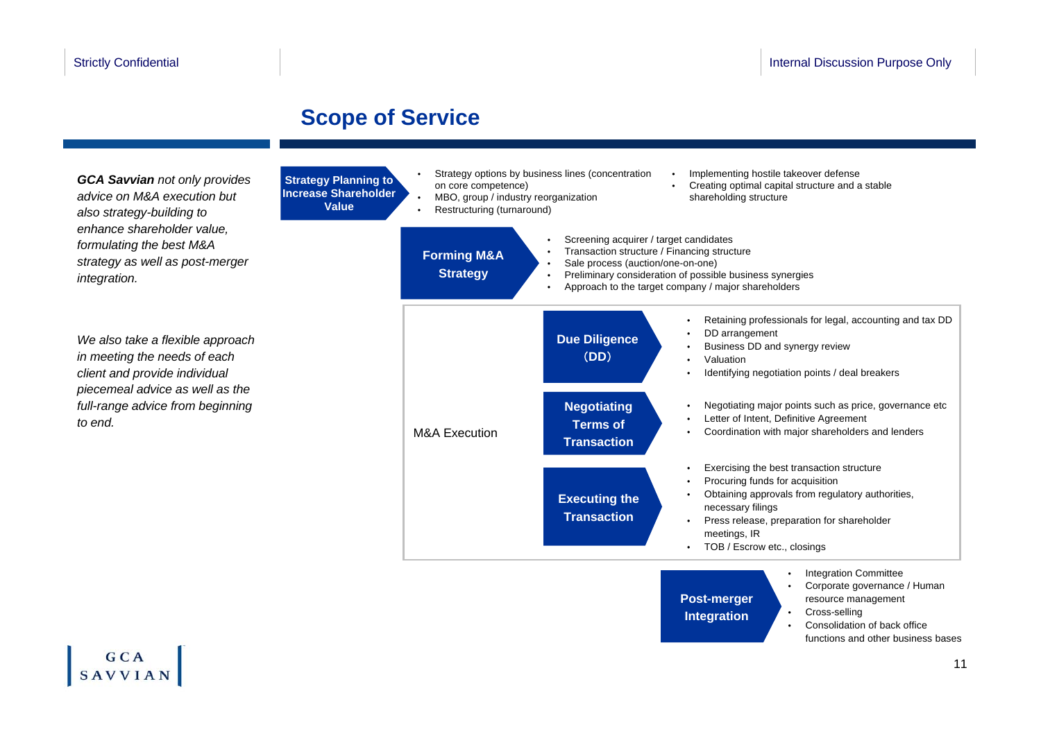# Scope of Service

***GCA Savvian*** *not only provides advice on M&A execution but also strategy-building to enhance shareholder value, formulating the best M&A strategy as well as post-merger integration.*

*We also take a flexible approach in meeting the needs of each client and provide individual piecemeal advice as well as the full-range advice from beginning to end.*

## Strategy Planning to Increase Shareholder Value

- Strategy options by business lines (concentration on core competence)
- MBO, group / industry reorganization
- Restructuring (turnaround)
- Implementing hostile takeover defense
- Creating optimal capital structure and a stable shareholding structure

## Forming M&A Strategy

- Screening acquirer / target candidates
- Transaction structure / Financing structure
- Sale process (auction/one-on-one)
- Preliminary consideration of possible business synergies
- Approach to the target company / major shareholders

## M&A Execution

### Due Diligence（DD）

- Retaining professionals for legal, accounting and tax DD
- DD arrangement
- Business DD and synergy review
- Valuation
- Identifying negotiation points / deal breakers

### Negotiating Terms of Transaction

- Negotiating major points such as price, governance etc
- Letter of Intent, Definitive Agreement
- Coordination with major shareholders and lenders

### Executing the Transaction

- Exercising the best transaction structure
- Procuring funds for acquisition
- Obtaining approvals from regulatory authorities, necessary filings
- Press release, preparation for shareholder meetings, IR
- TOB / Escrow etc., closings

## Post-merger Integration

- Integration Committee
- Corporate governance / Human resource management
- Cross-selling
- Consolidation of back office functions and other business bases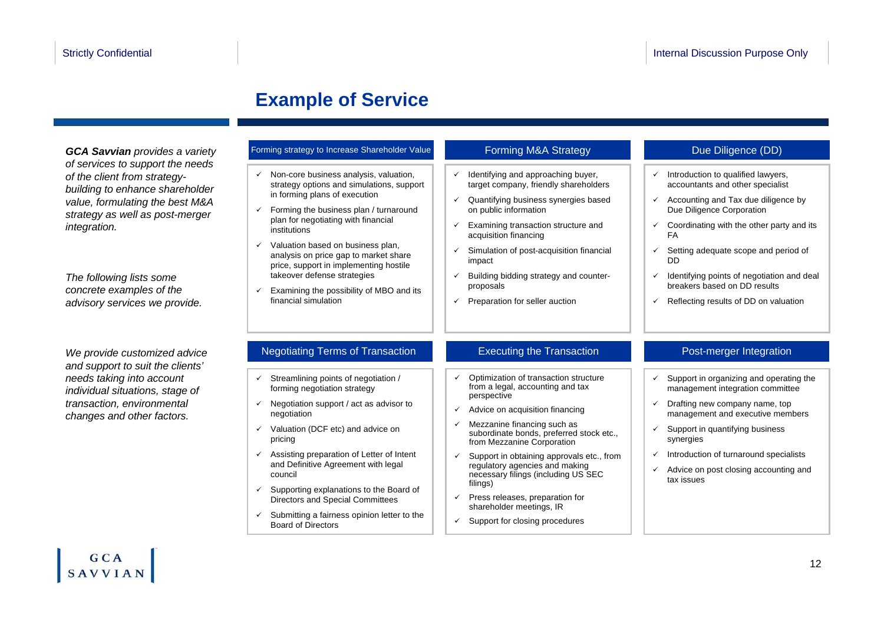# Example of Service

***GCA Savvian** provides a variety of services to support the needs of the client from strategy-building to enhance shareholder value, formulating the best M&A strategy as well as post-merger integration.*

*The following lists some concrete examples of the advisory services we provide.*

*We provide customized advice and support to suit the clients' needs taking into account individual situations, stage of transaction, environmental changes and other factors.*

## Forming strategy to Increase Shareholder Value

- ✓ Non-core business analysis, valuation, strategy options and simulations, support in forming plans of execution
- ✓ Forming the business plan / turnaround plan for negotiating with financial institutions
- ✓ Valuation based on business plan, analysis on price gap to market share price, support in implementing hostile takeover defense strategies
- ✓ Examining the possibility of MBO and its financial simulation

## Forming M&A Strategy

- ✓ Identifying and approaching buyer, target company, friendly shareholders
- ✓ Quantifying business synergies based on public information
- ✓ Examining transaction structure and acquisition financing
- ✓ Simulation of post-acquisition financial impact
- ✓ Building bidding strategy and counter-proposals
- ✓ Preparation for seller auction

## Due Diligence (DD)

- ✓ Introduction to qualified lawyers, accountants and other specialist
- ✓ Accounting and Tax due diligence by Due Diligence Corporation
- ✓ Coordinating with the other party and its FA
- ✓ Setting adequate scope and period of DD
- ✓ Identifying points of negotiation and deal breakers based on DD results
- ✓ Reflecting results of DD on valuation

## Negotiating Terms of Transaction

- ✓ Streamlining points of negotiation / forming negotiation strategy
- ✓ Negotiation support / act as advisor to negotiation
- ✓ Valuation (DCF etc) and advice on pricing
- ✓ Assisting preparation of Letter of Intent and Definitive Agreement with legal council
- ✓ Supporting explanations to the Board of Directors and Special Committees
- ✓ Submitting a fairness opinion letter to the Board of Directors

## Executing the Transaction

- ✓ Optimization of transaction structure from a legal, accounting and tax perspective
- ✓ Advice on acquisition financing
- ✓ Mezzanine financing such as subordinate bonds, preferred stock etc., from Mezzanine Corporation
- ✓ Support in obtaining approvals etc., from regulatory agencies and making necessary filings (including US SEC filings)
- ✓ Press releases, preparation for shareholder meetings, IR
- ✓ Support for closing procedures

## Post-merger Integration

- ✓ Support in organizing and operating the management integration committee
- ✓ Drafting new company name, top management and executive members
- ✓ Support in quantifying business synergies
- ✓ Introduction of turnaround specialists
- ✓ Advice on post closing accounting and tax issues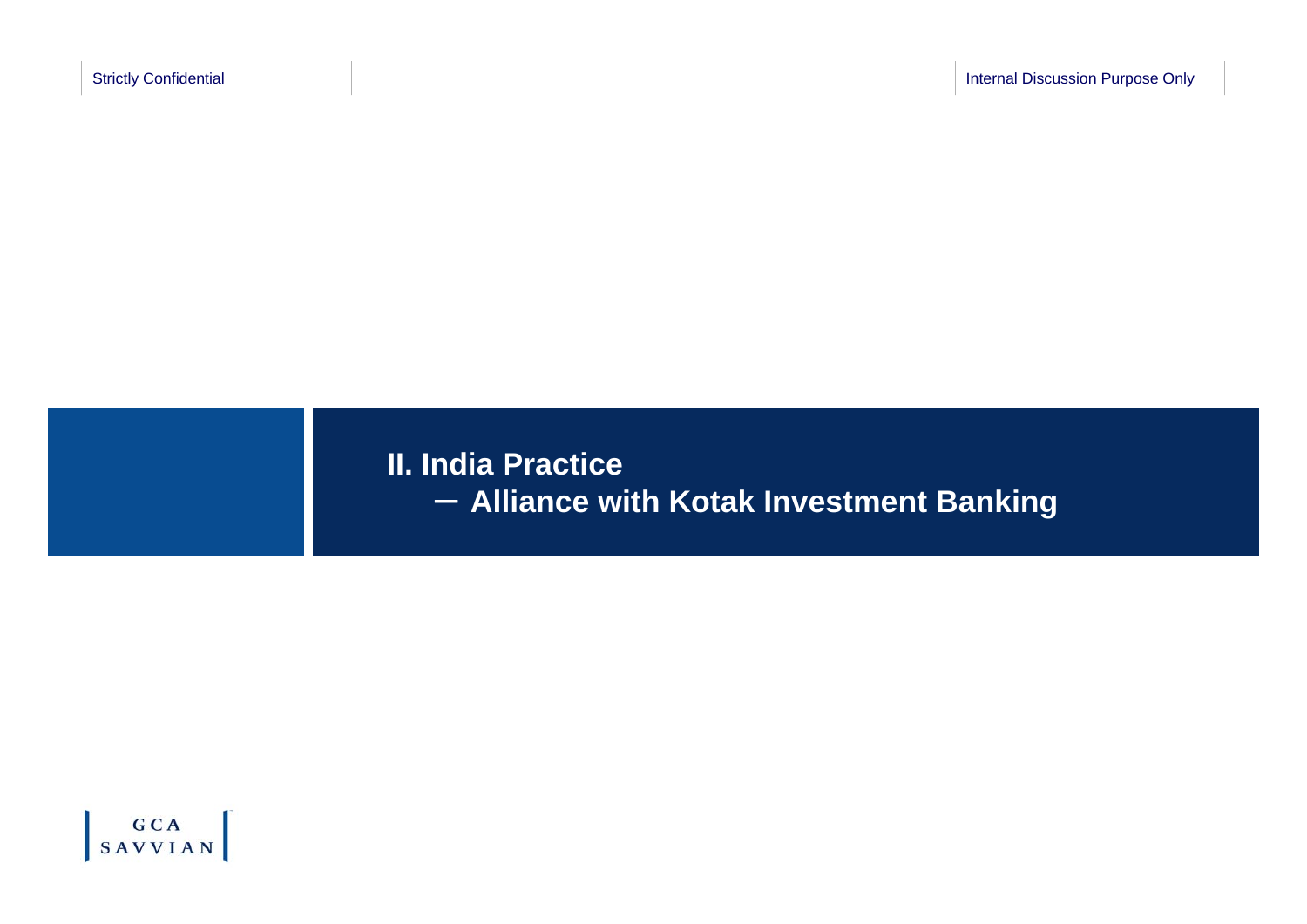# II. India Practice

## ー Alliance with Kotak Investment Banking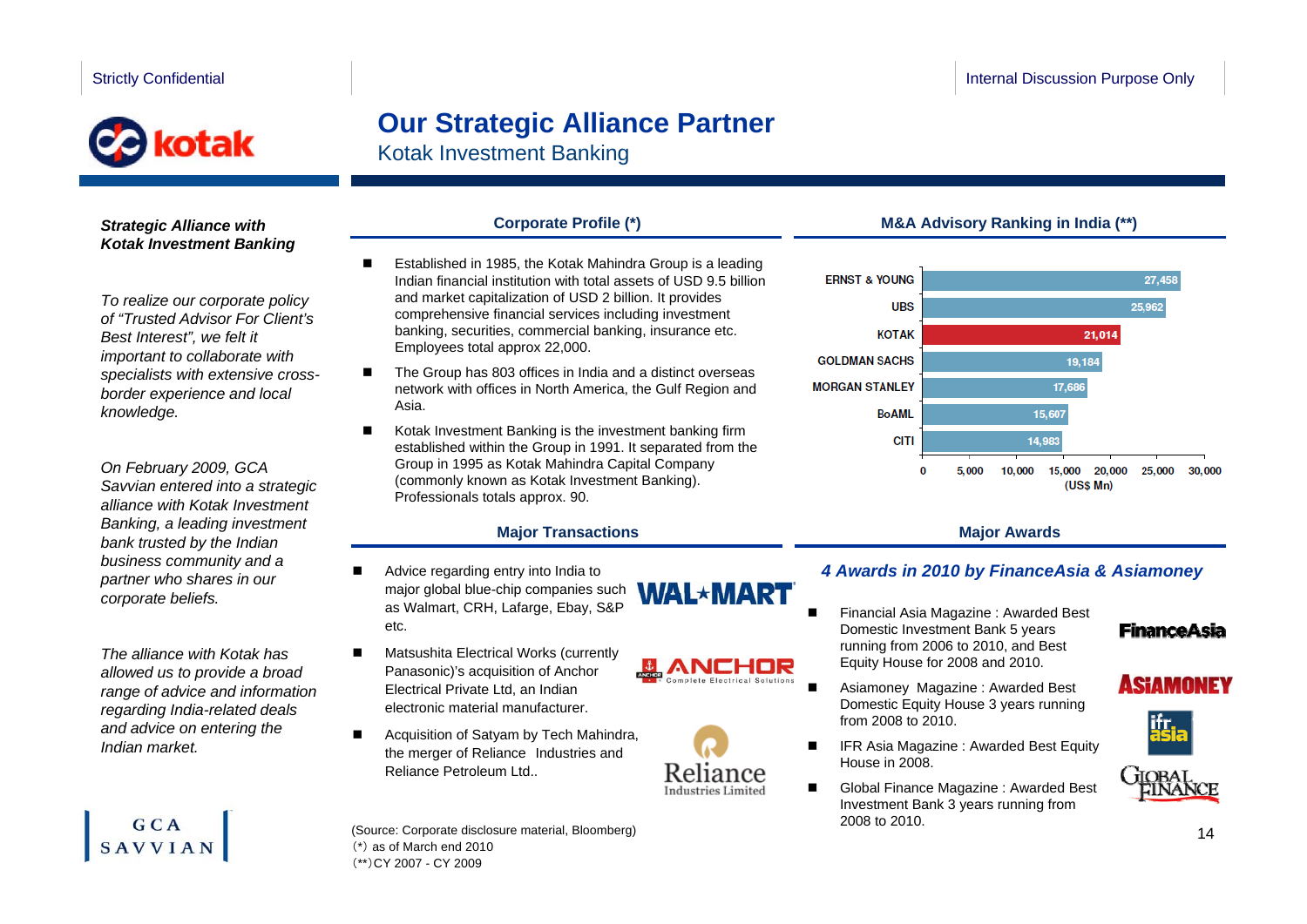# Our Strategic Alliance Partner

## Kotak Investment Banking

***Strategic Alliance with Kotak Investment Banking***

*To realize our corporate policy of "Trusted Advisor For Client's Best Interest", we felt it important to collaborate with specialists with extensive cross-border experience and local knowledge.*

*On February 2009, GCA Savvian entered into a strategic alliance with Kotak Investment Banking, a leading investment bank trusted by the Indian business community and a partner who shares in our corporate beliefs.*

*The alliance with Kotak has allowed us to provide a broad range of advice and information regarding India-related deals and advice on entering the Indian market.*

### Corporate Profile (*)

- Established in 1985, the Kotak Mahindra Group is a leading Indian financial institution with total assets of USD 9.5 billion and market capitalization of USD 2 billion. It provides comprehensive financial services including investment banking, securities, commercial banking, insurance etc. Employees total approx 22,000.
- The Group has 803 offices in India and a distinct overseas network with offices in North America, the Gulf Region and Asia.
- Kotak Investment Banking is the investment banking firm established within the Group in 1991. It separated from the Group in 1995 as Kotak Mahindra Capital Company (commonly known as Kotak Investment Banking). Professionals totals approx. 90.

### M&A Advisory Ranking in India (**)

| Firm | (US$ Mn) |
|---|---|
| ERNST & YOUNG | 27,458 |
| UBS | 25,962 |
| KOTAK | 21,014 |
| GOLDMAN SACHS | 19,184 |
| MORGAN STANLEY | 17,686 |
| BoAML | 15,607 |
| CITI | 14,983 |

### Major Transactions

- Advice regarding entry into India to major global blue-chip companies such as Walmart, CRH, Lafarge, Ebay, S&P etc.
- Matsushita Electrical Works (currently Panasonic)'s acquisition of Anchor Electrical Private Ltd, an Indian electronic material manufacturer.
- Acquisition of Satyam by Tech Mahindra, the merger of Reliance Industries and Reliance Petroleum Ltd..

### Major Awards

***4 Awards in 2010 by FinanceAsia & Asiamoney***

- Financial Asia Magazine : Awarded Best Domestic Investment Bank 5 years running from 2006 to 2010, and Best Equity House for 2008 and 2010.
- Asiamoney Magazine : Awarded Best Domestic Equity House 3 years running from 2008 to 2010.
- IFR Asia Magazine : Awarded Best Equity House in 2008.
- Global Finance Magazine : Awarded Best Investment Bank 3 years running from 2008 to 2010.

(Source: Corporate disclosure material, Bloomberg)
(*) as of March end 2010
(**) CY 2007 - CY 2009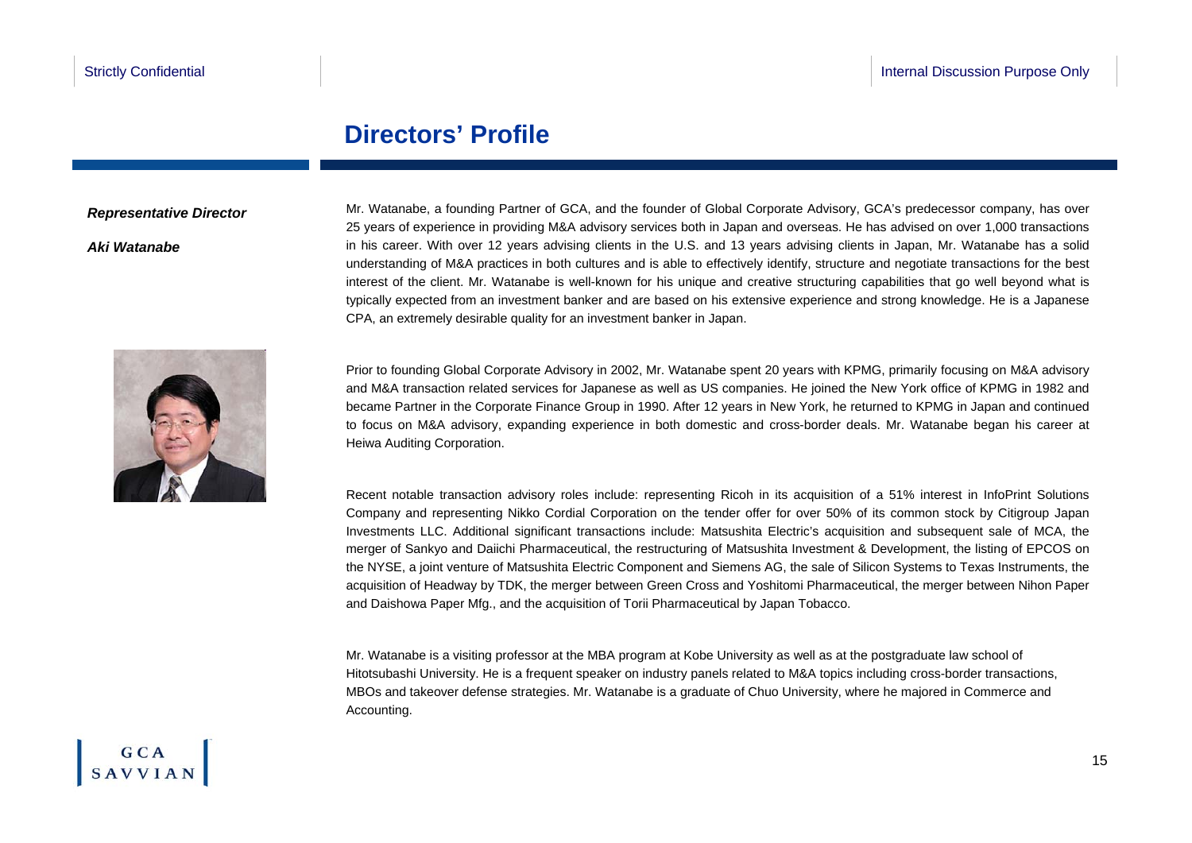# Directors' Profile

***Representative Director***

***Aki Watanabe***

Mr. Watanabe, a founding Partner of GCA, and the founder of Global Corporate Advisory, GCA's predecessor company, has over 25 years of experience in providing M&A advisory services both in Japan and overseas. He has advised on over 1,000 transactions in his career. With over 12 years advising clients in the U.S. and 13 years advising clients in Japan, Mr. Watanabe has a solid understanding of M&A practices in both cultures and is able to effectively identify, structure and negotiate transactions for the best interest of the client. Mr. Watanabe is well-known for his unique and creative structuring capabilities that go well beyond what is typically expected from an investment banker and are based on his extensive experience and strong knowledge. He is a Japanese CPA, an extremely desirable quality for an investment banker in Japan.

Prior to founding Global Corporate Advisory in 2002, Mr. Watanabe spent 20 years with KPMG, primarily focusing on M&A advisory and M&A transaction related services for Japanese as well as US companies. He joined the New York office of KPMG in 1982 and became Partner in the Corporate Finance Group in 1990. After 12 years in New York, he returned to KPMG in Japan and continued to focus on M&A advisory, expanding experience in both domestic and cross-border deals. Mr. Watanabe began his career at Heiwa Auditing Corporation.

Recent notable transaction advisory roles include: representing Ricoh in its acquisition of a 51% interest in InfoPrint Solutions Company and representing Nikko Cordial Corporation on the tender offer for over 50% of its common stock by Citigroup Japan Investments LLC. Additional significant transactions include: Matsushita Electric's acquisition and subsequent sale of MCA, the merger of Sankyo and Daiichi Pharmaceutical, the restructuring of Matsushita Investment & Development, the listing of EPCOS on the NYSE, a joint venture of Matsushita Electric Component and Siemens AG, the sale of Silicon Systems to Texas Instruments, the acquisition of Headway by TDK, the merger between Green Cross and Yoshitomi Pharmaceutical, the merger between Nihon Paper and Daishowa Paper Mfg., and the acquisition of Torii Pharmaceutical by Japan Tobacco.

Mr. Watanabe is a visiting professor at the MBA program at Kobe University as well as at the postgraduate law school of Hitotsubashi University. He is a frequent speaker on industry panels related to M&A topics including cross-border transactions, MBOs and takeover defense strategies. Mr. Watanabe is a graduate of Chuo University, where he majored in Commerce and Accounting.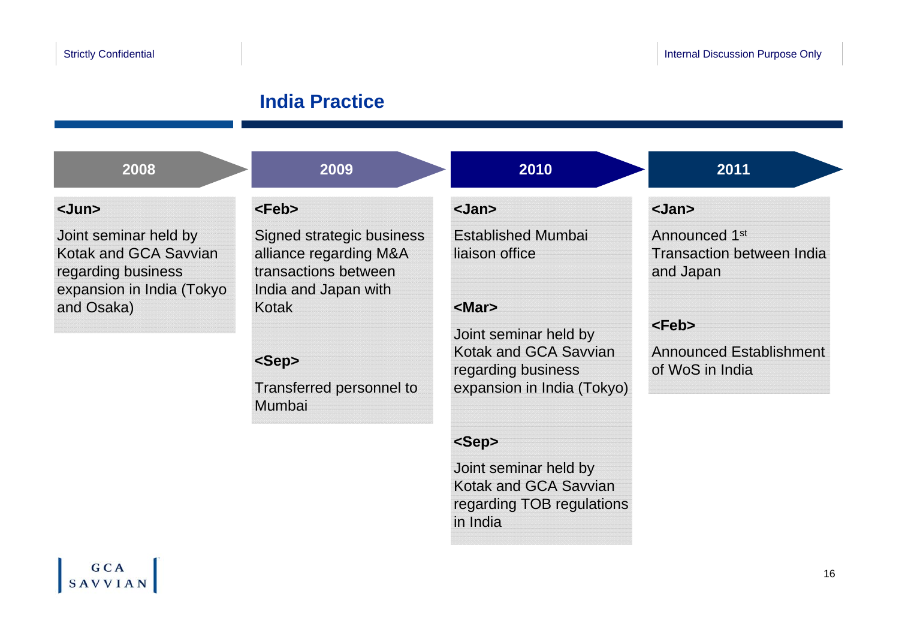Strictly Confidential

Internal Discussion Purpose Only

# India Practice

## 2008

**<Jun>**

Joint seminar held by Kotak and GCA Savvian regarding business expansion in India (Tokyo and Osaka)

## 2009

**<Feb>**

Signed strategic business alliance regarding M&A transactions between India and Japan with Kotak

**<Sep>**

Transferred personnel to Mumbai

## 2010

**<Jan>**

Established Mumbai liaison office

**<Mar>**

Joint seminar held by Kotak and GCA Savvian regarding business expansion in India (Tokyo)

**<Sep>**

Joint seminar held by Kotak and GCA Savvian regarding TOB regulations in India

## 2011

**<Jan>**

Announced 1st Transaction between India and Japan

**<Feb>**

Announced Establishment of WoS in India

GCA SAVVIAN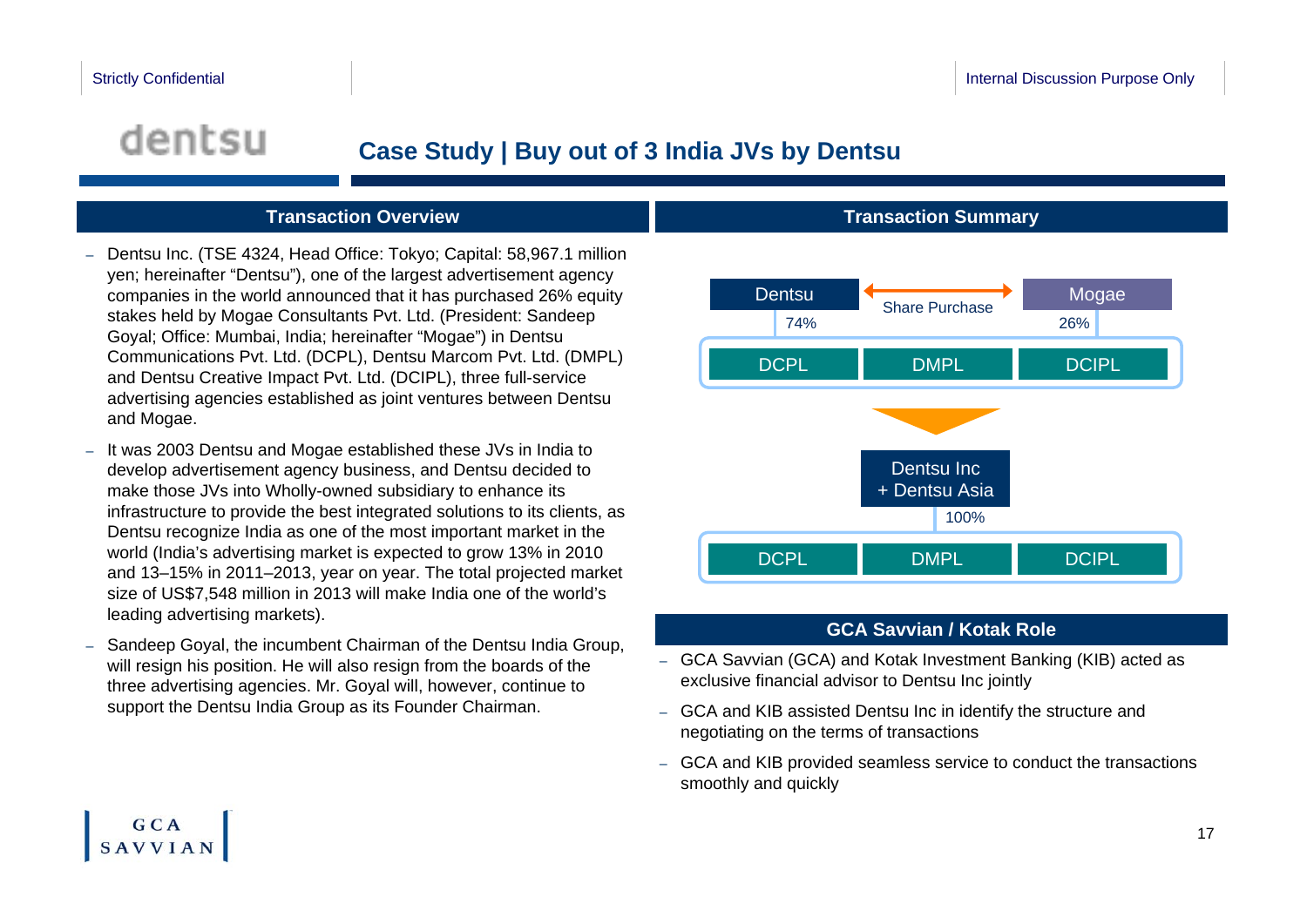Strictly Confidential

Internal Discussion Purpose Only

dentsu

# Case Study | Buy out of 3 India JVs by Dentsu

## Transaction Overview

- Dentsu Inc. (TSE 4324, Head Office: Tokyo; Capital: 58,967.1 million yen; hereinafter "Dentsu"), one of the largest advertisement agency companies in the world announced that it has purchased 26% equity stakes held by Mogae Consultants Pvt. Ltd. (President: Sandeep Goyal; Office: Mumbai, India; hereinafter "Mogae") in Dentsu Communications Pvt. Ltd. (DCPL), Dentsu Marcom Pvt. Ltd. (DMPL) and Dentsu Creative Impact Pvt. Ltd. (DCIPL), three full-service advertising agencies established as joint ventures between Dentsu and Mogae.
- It was 2003 Dentsu and Mogae established these JVs in India to develop advertisement agency business, and Dentsu decided to make those JVs into Wholly-owned subsidiary to enhance its infrastructure to provide the best integrated solutions to its clients, as Dentsu recognize India as one of the most important market in the world (India's advertising market is expected to grow 13% in 2010 and 13–15% in 2011–2013, year on year. The total projected market size of US$7,548 million in 2013 will make India one of the world's leading advertising markets).
- Sandeep Goyal, the incumbent Chairman of the Dentsu India Group, will resign his position. He will also resign from the boards of the three advertising agencies. Mr. Goyal will, however, continue to support the Dentsu India Group as its Founder Chairman.

## Transaction Summary

Before:

- Dentsu (74%) ←— Share Purchase —→ Mogae (26%)
- DCPL | DMPL | DCIPL

After:

- Dentsu Inc + Dentsu Asia (100%)
- DCPL | DMPL | DCIPL

## GCA Savvian / Kotak Role

- GCA Savvian (GCA) and Kotak Investment Banking (KIB) acted as exclusive financial advisor to Dentsu Inc jointly
- GCA and KIB assisted Dentsu Inc in identify the structure and negotiating on the terms of transactions
- GCA and KIB provided seamless service to conduct the transactions smoothly and quickly

GCA SAVVIAN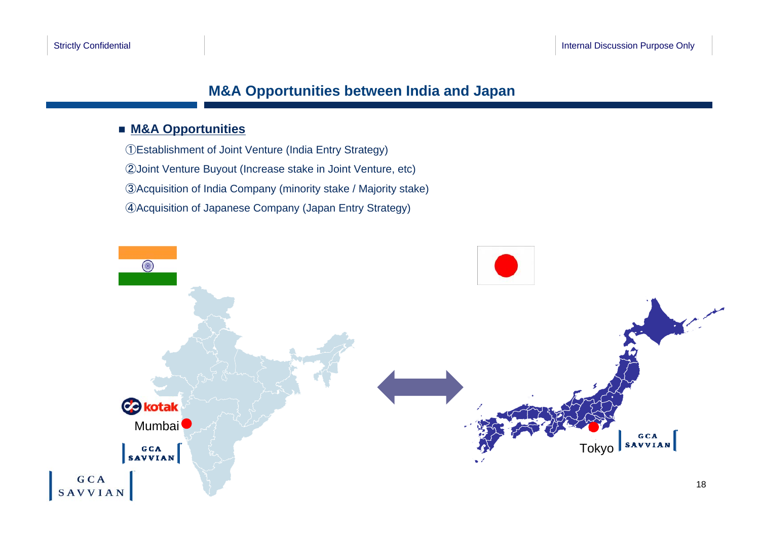# M&A Opportunities between India and Japan

## M&A Opportunities

①Establishment of Joint Venture (India Entry Strategy)

②Joint Venture Buyout (Increase stake in Joint Venture, etc)

③Acquisition of India Company (minority stake / Majority stake)

④Acquisition of Japanese Company (Japan Entry Strategy)

kotak

Mumbai

GCA SAVVIAN

Tokyo

GCA SAVVIAN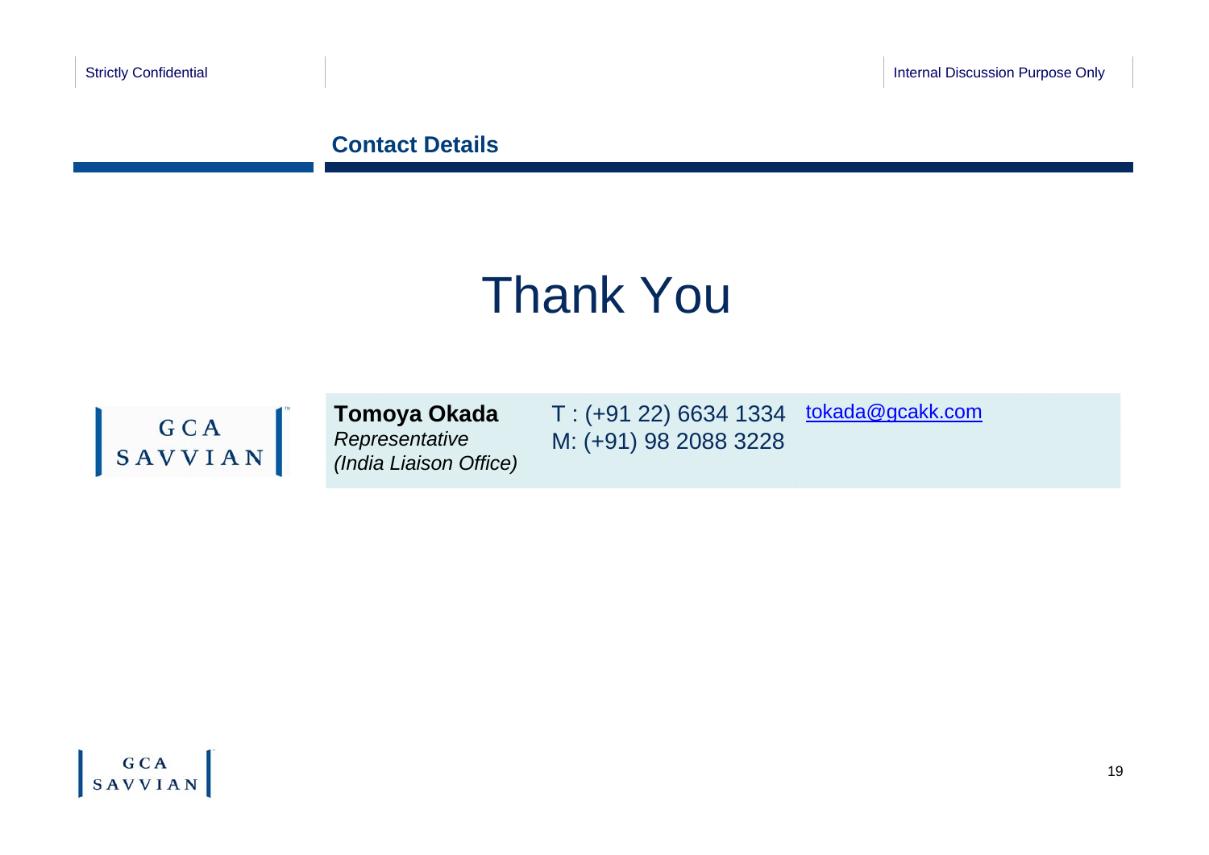## Contact Details

# Thank You

| | | |
|---|---|---|
| **Tomoya Okada**<br>*Representative*<br>*(India Liaison Office)* | T : (+91 22) 6634 1334<br>M: (+91) 98 2088 3228 | tokada@gcakk.com |